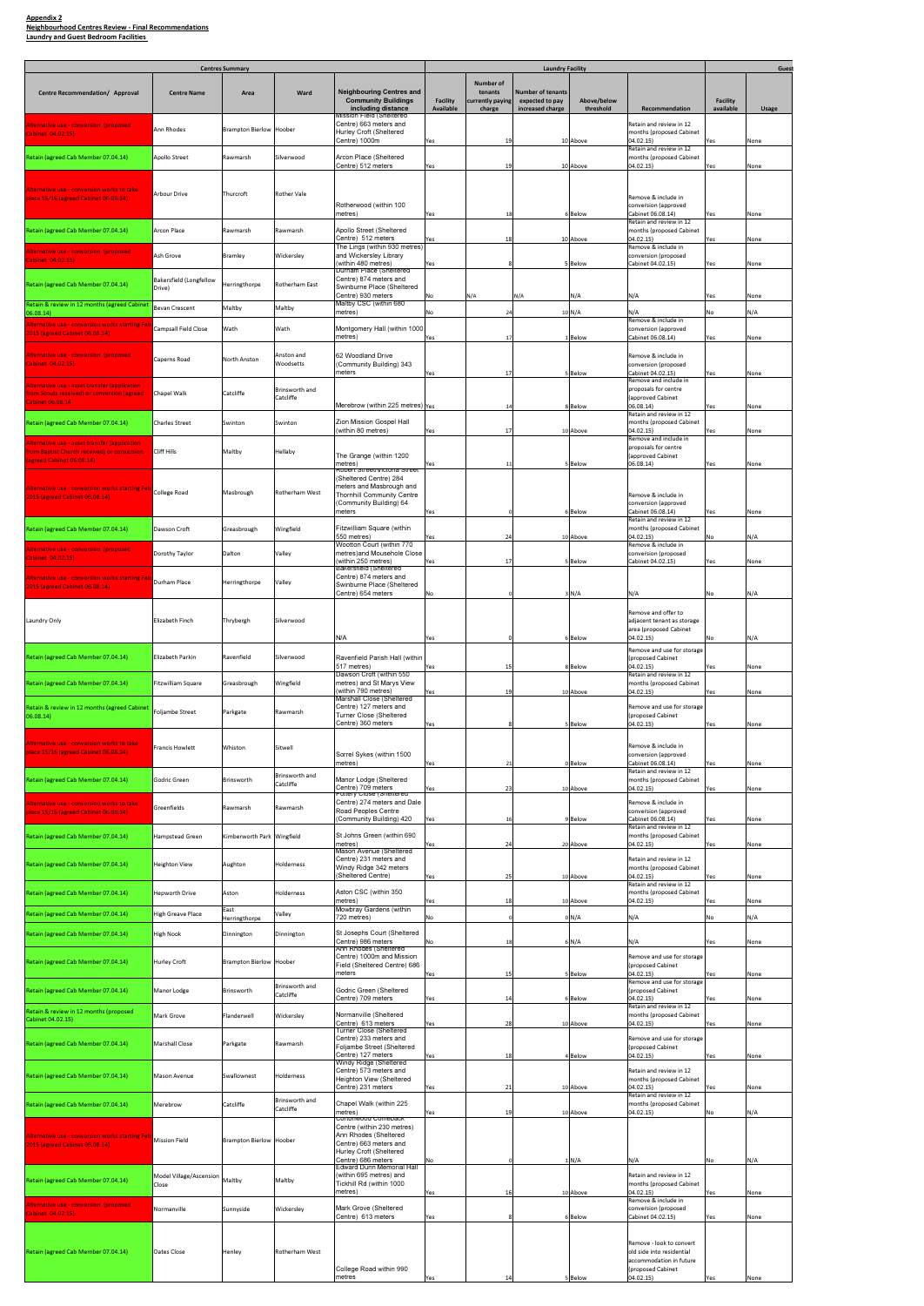**Appendix 2**
**Neighbourhood Centres Review - Final Recommendations**
**Laundry and Guest Bedroom Facilities**

| Centres Summary | | | | | Laundry Facility | | | | | | Guest | |
|---|---|---|---|---|---|---|---|---|---|---|---|---|
| Centre Recommendation/ Approval | Centre Name | Area | Ward | Neighbouring Centres and Community Buildings including distance | Facility Available | Number of tenants currently paying charge | Number of tenants expected to pay increased charge | Above/below threshold | Recommendation | Facility available | Usage |
| Alternative use - conversion (proposed Cabinet 04.02.15) | Ann Rhodes | Brampton Bierlow | Hoober | Mission Field (Sheltered Centre) 663 meters and Hurley Croft (Sheltered Centre) 1000m | Yes | 19 | 10 | Above | Retain and review in 12 months (proposed Cabinet 04.02.15) | Yes | None |
| Retain (agreed Cab Member 07.04.14) | Apollo Street | Rawmarsh | Silverwood | Arcon Place (Sheltered Centre) 512 meters | Yes | 19 | 10 | Above | Retain and review in 12 months (proposed Cabinet 04.02.15) | Yes | None |
| Alternative use - conversion works to take place 15/16 (agreed Cabinet 06.08.14) | Arbour Drive | Thurcroft | Rother Vale | Rotherwood (within 100 metres) | Yes | 18 | 6 | Below | Remove & include in conversion (approved Cabinet 06.08.14) | Yes | None |
| Retain (agreed Cab Member 07.04.14) | Arcon Place | Rawmarsh | Rawmarsh | Apollo Street (Sheltered Centre) 512 meters | Yes | 18 | 10 | Above | Retain and review in 12 months (proposed Cabinet 04.02.15) | Yes | None |
| Alternative use - conversion (proposed Cabinet 04.02.15) | Ash Grove | Bramley | Wickersley | The Lings (within 930 metres) and Wickersley Library (within 480 metres) | Yes | 8 | 5 | Below | Remove & include in conversion (proposed Cabinet 04.02.15) | Yes | None |
| Retain (agreed Cab Member 07.04.14) | Bakersfield (Longfellow Drive) | Herringthorpe | Rotherham East | Durham Place (Sheltered Centre) 874 meters and Swinburne Place (Sheltered Centre) 930 meters | No | N/A | N/A | N/A | N/A | Yes | None |
| Retain & review in 12 months (agreed Cabinet 06.08.14) | Bevan Crescent | Maltby | Maltby | Maltby CSC (within 680 metres) | No | 24 | 10 | N/A | N/A | No | N/A |
| Alternative use - conversion works starting Feb 2015 (agreed Cabinet 06.08.14) | Campsall Field Close | Wath | Wath | Montgomery Hall (within 1000 metres) | Yes | 17 | 1 | Below | Remove & include in conversion (approved Cabinet 06.08.14) | Yes | None |
| Alternative use - conversion (proposed Cabinet 04.02.15) | Caperns Road | North Anston | Anston and Woodsetts | 62 Woodland Drive (Community Building) 343 meters | Yes | 17 | 5 | Below | Remove & include in conversion (proposed Cabinet 04.02.15) | Yes | None |
| Alternative use - asset transfer (application from Scouts received) or conversion (agreed Cabinet 06.08.14) | Chapel Walk | Catcliffe | Brinsworth and Catcliffe | Merebrow (within 225 metres) | Yes | 14 | 8 | Below | Remove and include in proposals for centre (approved Cabinet 06.08.14) | Yes | None |
| Retain (agreed Cab Member 07.04.14) | Charles Street | Swinton | Swinton | Zion Mission Gospel Hall (within 80 metres) | Yes | 17 | 10 | Above | Retain and review in 12 months (proposed Cabinet 04.02.15) | Yes | None |
| Alternative use - asset transfer (application from Baptist Church received) or conversion (agreed Cabinet 06.08.14) | Cliff Hills | Maltby | Hellaby | The Grange (within 1200 metres) | Yes | 11 | 5 | Below | Remove and include in proposals for centre (approved Cabinet 06.08.14) | Yes | None |
| Alternative use - conversion works starting Feb 2015 (agreed Cabinet 06.08.14) | College Road | Masbrough | Rotherham West | Robert Street/Victoria Street (Sheltered Centre) 284 meters and Masbrough and Thornhill Community Centre (Community Building) 64 meters | Yes | 0 | 6 | Below | Remove & include in conversion (approved Cabinet 06.08.14) | Yes | None |
| Retain (agreed Cab Member 07.04.14) | Dawson Croft | Greasbrough | Wingfield | Fitzwilliam Square (within 550 metres) | Yes | 24 | 10 | Above | Retain and review in 12 months (proposed Cabinet 04.02.15) | No | N/A |
| Alternative use - conversion (proposed Cabinet 04.02.15) | Dorothy Taylor | Dalton | Valley | Wootton Court (within 770 metres)and Mousehole Close (within 250 metres) | Yes | 17 | 5 | Below | Remove & include in conversion (proposed Cabinet 04.02.15) | Yes | None |
| Alternative use - conversion works starting Feb 2015 (agreed Cabinet 06.08.14) | Durham Place | Herringthorpe | Valley | Bakersfield (Sheltered Centre) 874 meters and Swinburne Place (Sheltered Centre) 654 meters | No | 0 | 3 | N/A | N/A | No | N/A |
| Laundry Only | Elizabeth Finch | Thrybergh | Silverwood | N/A | Yes | 0 | 6 | Below | Remove and offer to adjacent tenant as storage area (proposed Cabinet 04.02.15) | No | N/A |
| Retain (agreed Cab Member 07.04.14) | Elizabeth Parkin | Ravenfield | Silverwood | Ravenfield Parish Hall (within 517 metres) | Yes | 15 | 8 | Below | Remove and use for storage (proposed Cabinet 04.02.15) | Yes | None |
| Retain (agreed Cab Member 07.04.14) | Fitzwilliam Square | Greasbrough | Wingfield | Dawson Croft (within 550 metres) and St Marys View (within 790 metres) | Yes | 19 | 10 | Above | Retain and review in 12 months (proposed Cabinet 04.02.15) | Yes | None |
| Retain & review in 12 months (agreed Cabinet 06.08.14) | Foljambe Street | Parkgate | Rawmarsh | Marshall Close (Sheltered Centre) 127 meters and Turner Close (Sheltered Centre) 360 meters | Yes | 8 | 5 | Below | Remove and use for storage (proposed Cabinet 04.02.15) | Yes | None |
| Alternative use - conversion works to take place 15/16 (agreed Cabinet 06.08.14) | Francis Howlett | Whiston | Sitwell | Sorrel Sykes (within 1500 metres) | Yes | 21 | 0 | Below | Remove & include in conversion (approved Cabinet 06.08.14) | Yes | None |
| Retain (agreed Cab Member 07.04.14) | Godric Green | Brinsworth | Brinsworth and Catcliffe | Manor Lodge (Sheltered Centre) 709 meters | Yes | 23 | 10 | Above | Retain and review in 12 months (proposed Cabinet 04.02.15) | Yes | None |
| Alternative use - conversion works to take place 15/16 (agreed Cabinet 06.08.14) | Greenfields | Rawmarsh | Rawmarsh | Pottery Close (Sheltered Centre) 274 meters and Dale Road Peoples Centre (Community Building) 420 | Yes | 16 | 9 | Below | Remove & include in conversion (approved Cabinet 06.08.14) | Yes | None |
| Retain (agreed Cab Member 07.04.14) | Hampstead Green | Kimberworth Park | Wingfield | St Johns Green (within 690 metres) | Yes | 24 | 20 | Above | Retain and review in 12 months (proposed Cabinet 04.02.15) | Yes | None |
| Retain (agreed Cab Member 07.04.14) | Heighton View | Aughton | Holderness | Mason Avenue (Sheltered Centre) 231 meters and Windy Ridge 342 meters (Sheltered Centre) | Yes | 25 | 10 | Above | Retain and review in 12 months (proposed Cabinet 04.02.15) | Yes | None |
| Retain (agreed Cab Member 07.04.14) | Hepworth Drive | Aston | Holderness | Aston CSC (within 350 metres) | Yes | 18 | 10 | Above | Retain and review in 12 months (proposed Cabinet 04.02.15) | Yes | None |
| Retain (agreed Cab Member 07.04.14) | High Greave Place | East Herringthorpe | Valley | Mowbray Gardens (within 720 metres) | No | 0 | 0 | N/A | N/A | No | N/A |
| Retain (agreed Cab Member 07.04.14) | High Nook | Dinnington | Dinnington | St Josephs Court (Sheltered Centre) 986 meters | No | 18 | 6 | N/A | N/A | Yes | None |
| Retain (agreed Cab Member 07.04.14) | Hurley Croft | Brampton Bierlow | Hoober | Ann Rhodes (Sheltered Centre) 1000m and Mission Field (Sheltered Centre) 686 meters | Yes | 15 | 5 | Below | Remove and use for storage (proposed Cabinet 04.02.15) | Yes | None |
| Retain (agreed Cab Member 07.04.14) | Manor Lodge | Brinsworth | Brinsworth and Catcliffe | Godric Green (Sheltered Centre) 709 meters | Yes | 14 | 6 | Below | Remove and use for storage (proposed Cabinet 04.02.15) | Yes | None |
| Retain & review in 12 months (proposed Cabinet 04.02.15) | Mark Grove | Flanderwell | Wickersley | Normanville (Sheltered Centre) 613 meters | Yes | 28 | 10 | Above | Retain and review in 12 months (proposed Cabinet 04.02.15) | Yes | None |
| Retain (agreed Cab Member 07.04.14) | Marshall Close | Parkgate | Rawmarsh | Turner Close (Sheltered Centre) 233 meters and Foljambe Street (Sheltered Centre) 127 meters | Yes | 18 | 4 | Below | Remove and use for storage (proposed Cabinet 04.02.15) | Yes | None |
| Retain (agreed Cab Member 07.04.14) | Mason Avenue | Swallownest | Holderness | Windy Ridge (Sheltered Centre) 573 meters and Heighton View (Sheltered Centre) 231 meters | Yes | 21 | 10 | Above | Retain and review in 12 months (proposed Cabinet 04.02.15) | Yes | None |
| Retain (agreed Cab Member 07.04.14) | Merebrow | Catcliffe | Brinsworth and Catcliffe | Chapel Walk (within 225 metres) | Yes | 19 | 10 | Above | Retain and review in 12 months (proposed Cabinet 04.02.15) | No | N/A |
| Alternative use - conversion works starting Feb 2015 (agreed Cabinet 06.08.14) | Mission Field | Brampton Bierlow | Hoober | Cottonwood Comeback Centre (within 230 metres) Ann Rhodes (Sheltered Centre) 663 meters and Hurley Croft (Sheltered Centre) 686 meters | No | 0 | 1 | N/A | N/A | No | N/A |
| Retain (agreed Cab Member 07.04.14) | Model Village/Ascension Close | Maltby | Maltby | Edward Dunn Memorial Hall (within 695 metres) and Tickhill Rd (within 1000 metres) | Yes | 16 | 10 | Above | Retain and review in 12 months (proposed Cabinet 04.02.15) | Yes | None |
| Alternative use - conversion (proposed Cabinet 04.02.15) | Normanville | Sunnyside | Wickersley | Mark Grove (Sheltered Centre) 613 meters | Yes | 8 | 6 | Below | Remove & include in conversion (proposed Cabinet 04.02.15) | Yes | None |
| Retain (agreed Cab Member 07.04.14) | Oates Close | Henley | Rotherham West | College Road within 990 metres | Yes | 14 | 5 | Below | Remove - look to convert old side into residential accommodation in future (proposed Cabinet 04.02.15) | Yes | None |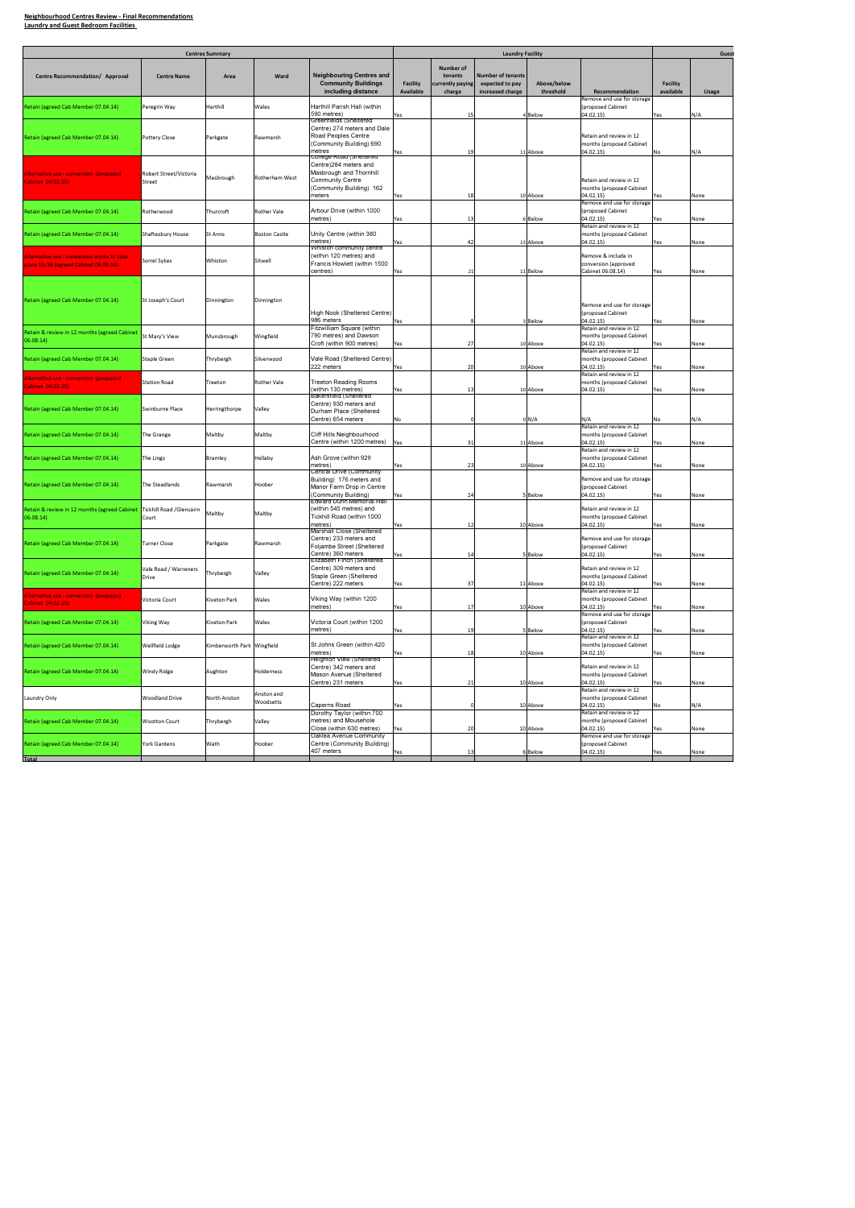**Neighbourhood Centres Review - Final Recommendations**
**Laundry and Guest Bedroom Facilities**

| Centres Summary | | | | | Laundry Facility | | | | | Guest | |
|---|---|---|---|---|---|---|---|---|---|---|---|
| Centre Recommendation/ Approval | Centre Name | Area | Ward | Neighbouring Centres and Community Buildings including distance | Facility Available | Number of tenants currently paying charge | Number of tenants expected to pay increased charge | Above/below threshold | Recommendation | Facility available | Usage |
| Retain (agreed Cab Member 07.04.14) | Peregrin Way | Harthill | Wales | Harthill Parish Hall (within 590 metres) | Yes | 15 | 4 | Below | Remove and use for storage (proposed Cabinet 04.02.15) | Yes | N/A |
| Retain (agreed Cab Member 07.04.14) | Pottery Close | Parkgate | Rawmarsh | Greenfields (Sheltered Centre) 274 meters and Dale Road Peoples Centre (Community Building) 690 metres | Yes | 19 | 11 | Above | Retain and review in 12 months (proposed Cabinet 04.02.15) | No | N/A |
| Alternative use - conversion (proposed Cabinet 04.02.15) | Robert Street/Victoria Street | Masbrough | Rotherham West | College Road (Sheltered Centre)284 meters and Masbrough and Thornhill Community Centre (Community Building) 162 meters | Yes | 18 | 10 | Above | Retain and review in 12 months (proposed Cabinet 04.02.15) | Yes | None |
| Retain (agreed Cab Member 07.04.14) | Rotherwood | Thurcroft | Rother Vale | Arbour Drive (within 1000 metres) | Yes | 13 | 6 | Below | Remove and use for storage (proposed Cabinet 04.02.15) | Yes | None |
| Retain (agreed Cab Member 07.04.14) | Shaftesbury House | St Anns | Boston Castle | Unity Centre (within 380 metres) | Yes | 42 | 13 | Above | Retain and review in 12 months (proposed Cabinet 04.02.15) | Yes | None |
| Alternative use - conversion works to take place 15/16 (agreed Cabinet 06.08.14) | Sorrel Sykes | Whiston | Sitwell | Whiston community centre (within 120 metres) and Francis Howlett (within 1500 centres) | Yes | 21 | 11 | Below | Remove & include in conversion (approved Cabinet 06.08.14) | Yes | None |
| Retain (agreed Cab Member 07.04.14) | St Joseph's Court | Dinnington | Dinnington | High Nook (Sheltered Centre) 986 meters | Yes | 9 | 3 | Below | Remove and use for storage (proposed Cabinet 04.02.15) | Yes | None |
| Retain & review in 12 months (agreed Cabinet 06.08.14) | St Mary's View | Munsbrough | Wingfield | Fitzwilliam Square (within 790 metres) and Dawson Croft (within 900 metres) | Yes | 27 | 10 | Above | Retain and review in 12 months (proposed Cabinet 04.02.15) | Yes | None |
| Retain (agreed Cab Member 07.04.14) | Staple Green | Thrybergh | Silverwood | Vale Road (Sheltered Centre) 222 meters | Yes | 20 | 10 | Above | Retain and review in 12 months (proposed Cabinet 04.02.15) | Yes | None |
| Alternative use - conversion (proposed Cabinet 04.02.15) | Station Road | Treeton | Rother Vale | Treeton Reading Rooms (within 130 metres) | Yes | 13 | 10 | Above | Retain and review in 12 months (proposed Cabinet 04.02.15) | Yes | None |
| Retain (agreed Cab Member 07.04.14) | Swinburne Place | Herringthorpe | Valley | Bakersfield (Sheltered Centre) 930 meters and Durham Place (Sheltered Centre) 654 meters | No | 0 | 0 | N/A | N/A | No | N/A |
| Retain (agreed Cab Member 07.04.14) | The Grange | Maltby | Maltby | Cliff Hills Neighbourhood Centre (within 1200 metres) | Yes | 31 | 11 | Above | Retain and review in 12 months (proposed Cabinet 04.02.15) | Yes | None |
| Retain (agreed Cab Member 07.04.14) | The Lings | Bramley | Hellaby | Ash Grove (within 929 metres) | Yes | 23 | 10 | Above | Retain and review in 12 months (proposed Cabinet 04.02.15) | Yes | None |
| Retain (agreed Cab Member 07.04.14) | The Steadlands | Rawmarsh | Hoober | Central Drive (Community Building) 176 meters and Manor Farm Drop in Centre (Community Building) | Yes | 24 | 5 | Below | Remove and use for storage (proposed Cabinet 04.02.15) | Yes | None |
| Retain & review in 12 months (agreed Cabinet 06.08.14) | Tickhill Road /Glencairn Court | Maltby | Maltby | Edward Dunn Memorial Hall (within 545 metres) and Tickhill Road (within 1000 metres) | Yes | 12 | 10 | Above | Retain and review in 12 months (proposed Cabinet 04.02.15) | Yes | None |
| Retain (agreed Cab Member 07.04.14) | Turner Close | Parkgate | Rawmarsh | Marshall Close (Sheltered Centre) 233 meters and Foljambe Street (Sheltered Centre) 360 meters | Yes | 14 | 5 | Below | Remove and use for storage (proposed Cabinet 04.02.15) | Yes | None |
| Retain (agreed Cab Member 07.04.14) | Vale Road / Warreners Drive | Thrybergh | Valley | Elizabeth Finch (Sheltered Centre) 309 meters and Staple Green (Sheltered Centre) 222 meters | Yes | 37 | 11 | Above | Retain and review in 12 months (proposed Cabinet 04.02.15) | Yes | None |
| Alternative use - conversion (proposed Cabinet 04.02.15) | Victoria Court | Kiveton Park | Wales | Viking Way (within 1200 metres) | Yes | 17 | 10 | Above | Retain and review in 12 months (proposed Cabinet 04.02.15) | Yes | None |
| Retain (agreed Cab Member 07.04.14) | Viking Way | Kiveton Park | Wales | Victoria Court (within 1200 metres) | Yes | 19 | 5 | Below | Remove and use for storage (proposed Cabinet 04.02.15) | Yes | None |
| Retain (agreed Cab Member 07.04.14) | Wellfield Lodge | Kimberworth Park | Wingfield | St Johns Green (within 420 metres) | Yes | 18 | 10 | Above | Retain and review in 12 months (proposed Cabinet 04.02.15) | Yes | None |
| Retain (agreed Cab Member 07.04.14) | Windy Ridge | Aughton | Holderness | Heighton View (Sheltered Centre) 342 meters and Mason Avenue (Sheltered Centre) 231 meters | Yes | 21 | 10 | Above | Retain and review in 12 months (proposed Cabinet 04.02.15) | Yes | None |
| Laundry Only | Woodland Drive | North Anston | Anston and Woodsetts | Caperns Road | Yes | 0 | 10 | Above | Retain and review in 12 months (proposed Cabinet 04.02.15) | No | N/A |
| Retain (agreed Cab Member 07.04.14) | Wootton Court | Thrybergh | Valley | Dorothy Taylor (within 700 metres) and Mousehole Close (within 630 metres) | Yes | 20 | 10 | Above | Retain and review in 12 months (proposed Cabinet 04.02.15) | Yes | None |
| Retain (agreed Cab Member 07.04.14) | York Gardens | Wath | Hoober | Oaklea Avenue Community Centre (Community Building) 407 meters | Yes | 13 | 6 | Below | Remove and use for storage (proposed Cabinet 04.02.15) | Yes | None |
| Total | | | | | | | | | | | |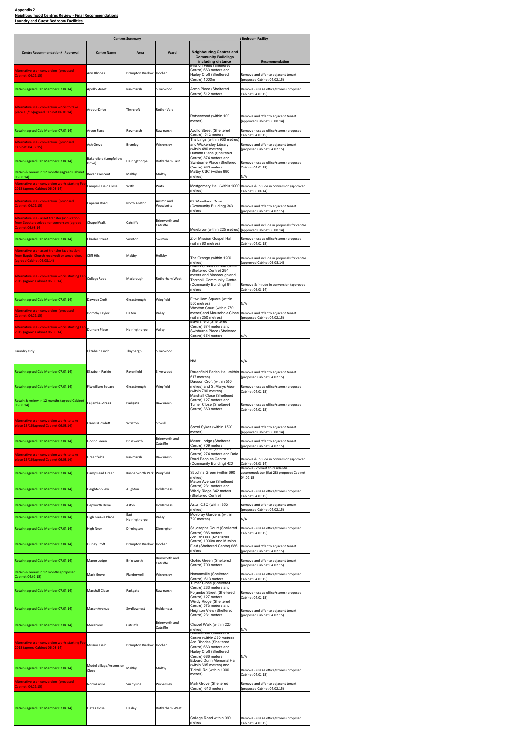**Appendix 2**
**Neighbourhood Centres Review - Final Recommendations**
**Laundry and Guest Bedroom Facilities**

| Centres Summary | | | | t Bedroom Facility | |
|---|---|---|---|---|---|
| **Centre Recommendation/ Approval** | **Centre Name** | **Area** | **Ward** | **Neighbouring Centres and Community Buildings including distance** | **Recommendation** |
| Alternative use - conversion (proposed Cabinet 04.02.15) | Ann Rhodes | Brampton Bierlow | Hoober | Mission Field (Sheltered Centre) 663 meters and Hurley Croft (Sheltered Centre) 1000m | Remove and offer to adjacent tenant (proposed Cabinet 04.02.15) |
| Retain (agreed Cab Member 07.04.14) | Apollo Street | Rawmarsh | Silverwood | Arcon Place (Sheltered Centre) 512 meters | Remove - use as office/stores (proposed Cabinet 04.02.15) |
| Alternative use - conversion works to take place 15/16 (agreed Cabinet 06.08.14) | Arbour Drive | Thurcroft | Rother Vale | Rotherwood (within 100 metres) | Remove and offer to adjacent tenant (approved Cabinet 06.08.14) |
| Retain (agreed Cab Member 07.04.14) | Arcon Place | Rawmarsh | Rawmarsh | Apollo Street (Sheltered Centre) 512 meters | Remove - use as office/stores (proposed Cabinet 04.02.15) |
| Alternative use - conversion (proposed Cabinet 04.02.15) | Ash Grove | Bramley | Wickersley | The Lings (within 930 metres) and Wickersley Library (within 480 metres) | Remove and offer to adjacent tenant (proposed Cabinet 04.02.15) |
| Retain (agreed Cab Member 07.04.14) | Bakersfield (Longfellow Drive) | Herringthorpe | Rotherham East | Durham Place (Sheltered Centre) 874 meters and Swinburne Place (Sheltered Centre) 930 meters | Remove - use as office/stores (proposed Cabinet 04.02.15) |
| Retain & review in 12 months (agreed Cabinet 06.08.14) | Bevan Crescent | Maltby | Maltby | Maltby CSC (within 680 metres) | N/A |
| Alternative use - conversion works starting Feb 2015 (agreed Cabinet 06.08.14) | Campsall Field Close | Wath | Wath | Montgomery Hall (within 1000 metres) | Remove & include in conversion (approved Cabinet 06.08.14) |
| Alternative use - conversion (proposed Cabinet 04.02.15) | Caperns Road | North Anston | Anston and Woodsetts | 62 Woodland Drive (Community Building) 343 meters | Remove and offer to adjacent tenant (proposed Cabinet 04.02.15) |
| Alternative use - asset transfer (application from Scouts received) or conversion (agreed Cabinet 06.08.14) | Chapel Walk | Catcliffe | Brinsworth and Catcliffe | Merebrow (within 225 metres) | Remove and include in proposals for centre (approved Cabinet 06.08.14) |
| Retain (agreed Cab Member 07.04.14) | Charles Street | Swinton | Swinton | Zion Mission Gospel Hall (within 80 metres) | Remove - use as office/stores (proposed Cabinet 04.02.15) |
| Alternative use - asset transfer (application from Baptist Church received) or conversion (agreed Cabinet 06.08.14) | Cliff Hills | Maltby | Hellaby | The Grange (within 1200 metres) | Remove and include in proposals for centre (approved Cabinet 06.08.14) |
| Alternative use - conversion works starting Feb 2015 (agreed Cabinet 06.08.14) | College Road | Masbrough | Rotherham West | Robert Street/Victoria Street (Sheltered Centre) 284 meters and Masbrough and Thornhill Community Centre (Community Building) 64 meters | Remove & include in conversion (approved Cabinet 06.08.14) |
| Retain (agreed Cab Member 07.04.14) | Dawson Croft | Greasbrough | Wingfield | Fitzwilliam Square (within 550 metres) | N/A |
| Alternative use - conversion (proposed Cabinet 04.02.15) | Dorothy Taylor | Dalton | Valley | Wootton Court (within 770 metres)and Mousehole Close (within 250 metres) | Remove and offer to adjacent tenant (proposed Cabinet 04.02.15) |
| Alternative use - conversion works starting Feb 2015 (agreed Cabinet 06.08.14) | Durham Place | Herringthorpe | Valley | Bakersfield (Sheltered Centre) 874 meters and Swinburne Place (Sheltered Centre) 654 meters | N/A |
| Laundry Only | Elizabeth Finch | Thrybergh | Silverwood | N/A | N/A |
| Retain (agreed Cab Member 07.04.14) | Elizabeth Parkin | Ravenfield | Silverwood | Ravenfield Parish Hall (within 517 metres) | Remove and offer to adjacent tenant (proposed Cabinet 04.02.15) |
| Retain (agreed Cab Member 07.04.14) | Fitzwilliam Square | Greasbrough | Wingfield | Dawson Croft (within 550 metres) and St Marys View (within 790 metres) | Remove - use as office/stores (proposed Cabinet 04.02.15) |
| Retain & review in 12 months (agreed Cabinet 06.08.14) | Foljambe Street | Parkgate | Rawmarsh | Marshall Close (Sheltered Centre) 127 meters and Turner Close (Sheltered Centre) 360 meters | Remove - use as office/stores (proposed Cabinet 04.02.15) |
| Alternative use - conversion works to take place 15/16 (agreed Cabinet 06.08.14) | Francis Howlett | Whiston | Sitwell | Sorrel Sykes (within 1500 metres) | Remove and offer to adjacent tenant (approved Cabinet 06.08.14) |
| Retain (agreed Cab Member 07.04.14) | Godric Green | Brinsworth | Brinsworth and Catcliffe | Manor Lodge (Sheltered Centre) 709 meters | Remove and offer to adjacent tenant (proposed Cabinet 04.02.15) |
| Alternative use - conversion works to take place 15/16 (agreed Cabinet 06.08.14) | Greenfields | Rawmarsh | Rawmarsh | Pottery Close (Sheltered Centre) 274 meters and Dale Road Peoples Centre (Community Building) 420 | Remove & include in conversion (approved Cabinet 06.08.14) |
| Retain (agreed Cab Member 07.04.14) | Hampstead Green | Kimberworth Park | Wingfield | St Johns Green (within 690 metres) | Remove - convert to residential accommodation (flat 28) proposed Cabinet 04.02.15 |
| Retain (agreed Cab Member 07.04.14) | Heighton View | Aughton | Holderness | Mason Avenue (Sheltered Centre) 231 meters and Windy Ridge 342 meters (Sheltered Centre) | Remove - use as office/stores (proposed Cabinet 04.02.15) |
| Retain (agreed Cab Member 07.04.14) | Hepworth Drive | Aston | Holderness | Aston CSC (within 350 metres) | Remove and offer to adjacent tenant (proposed Cabinet 04.02.15) |
| Retain (agreed Cab Member 07.04.14) | High Greave Place | East Herringthorpe | Valley | Mowbray Gardens (within 720 metres) | N/A |
| Retain (agreed Cab Member 07.04.14) | High Nook | Dinnington | Dinnington | St Josephs Court (Sheltered Centre) 986 meters | Remove - use as office/stores (proposed Cabinet 04.02.15) |
| Retain (agreed Cab Member 07.04.14) | Hurley Croft | Brampton Bierlow | Hoober | Ann Rhodes (Sheltered Centre) 1000m and Mission Field (Sheltered Centre) 686 meters | Remove and offer to adjacent tenant (proposed Cabinet 04.02.15) |
| Retain (agreed Cab Member 07.04.14) | Manor Lodge | Brinsworth | Brinsworth and Catcliffe | Godric Green (Sheltered Centre) 709 meters | Remove and offer to adjacent tenant (proposed Cabinet 04.02.15) |
| Retain & review in 12 months (proposed Cabinet 04.02.15) | Mark Grove | Flanderwell | Wickersley | Normanville (Sheltered Centre) 613 meters | Remove - use as office/stores (proposed Cabinet 04.02.15) |
| Retain (agreed Cab Member 07.04.14) | Marshall Close | Parkgate | Rawmarsh | Turner Close (Sheltered Centre) 233 meters and Foljambe Street (Sheltered Centre) 127 meters | Remove - use as office/stores (proposed Cabinet 04.02.15) |
| Retain (agreed Cab Member 07.04.14) | Mason Avenue | Swallownest | Holderness | Windy Ridge (Sheltered Centre) 573 meters and Heighton View (Sheltered Centre) 231 meters | Remove and offer to adjacent tenant (proposed Cabinet 04.02.15) |
| Retain (agreed Cab Member 07.04.14) | Merebrow | Catcliffe | Brinsworth and Catcliffe | Chapel Walk (within 225 metres) | N/A |
| Alternative use - conversion works starting Feb 2015 (agreed Cabinet 06.08.14) | Mission Field | Brampton Bierlow | Hoober | Cottonwood Comeback Centre (within 230 metres) Ann Rhodes (Sheltered Centre) 663 meters and Hurley Croft (Sheltered Centre) 686 meters | N/A |
| Retain (agreed Cab Member 07.04.14) | Model Village/Ascension Close | Maltby | Maltby | Edward Dunn Memorial Hall (within 695 metres) and Tickhill Rd (within 1000 metres) | Remove - use as office/stores (proposed Cabinet 04.02.15) |
| Alternative use - conversion (proposed Cabinet 04.02.15) | Normanville | Sunnyside | Wickersley | Mark Grove (Sheltered Centre) 613 meters | Remove and offer to adjacent tenant (proposed Cabinet 04.02.15) |
| Retain (agreed Cab Member 07.04.14) | Oates Close | Henley | Rotherham West | College Road within 990 metres | Remove - use as office/stores (proposed Cabinet 04.02.15) |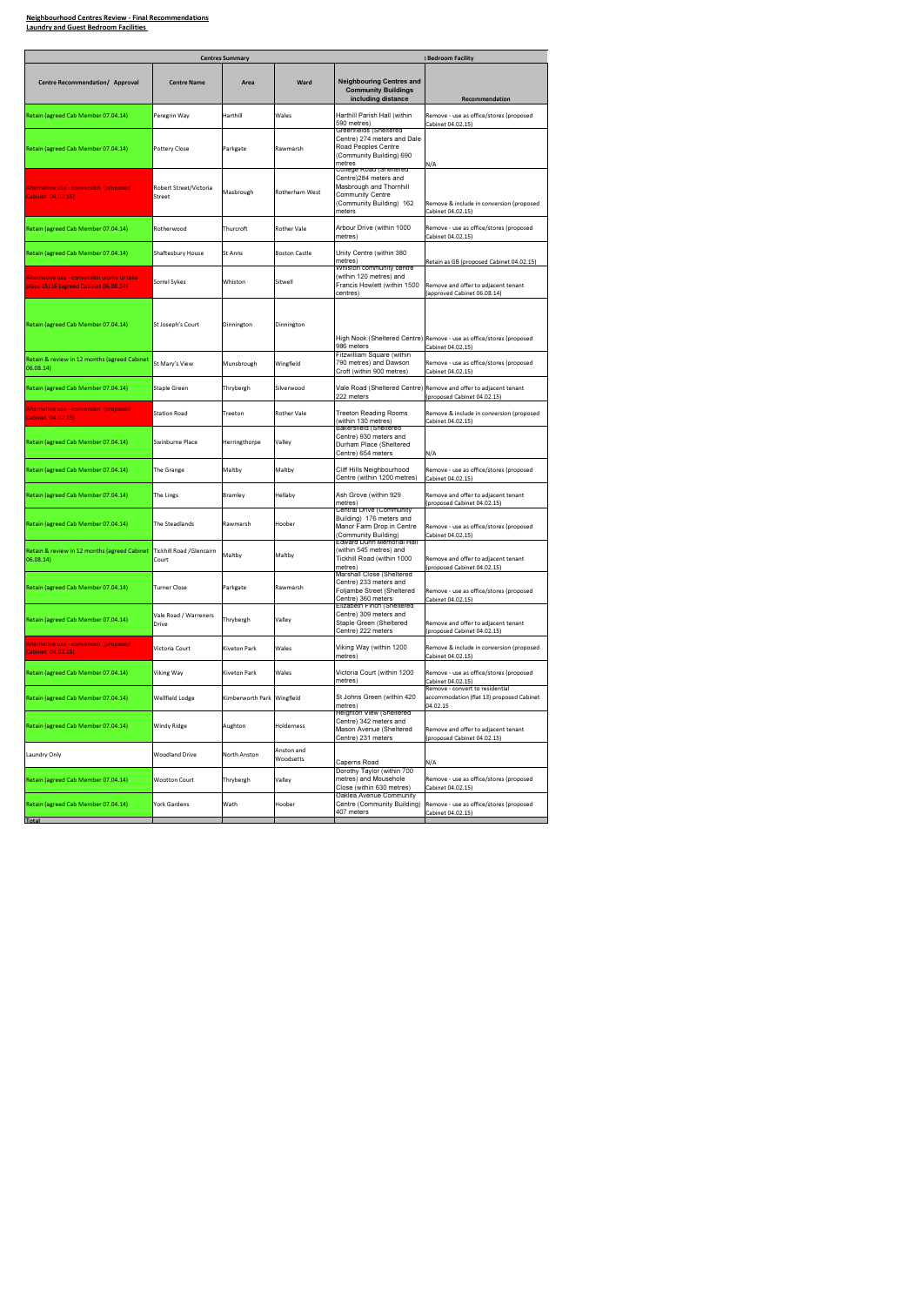**Neighbourhood Centres Review - Final Recommendations**
**Laundry and Guest Bedroom Facilities**

| Centres Summary | | | | : Bedroom Facility | |
|---|---|---|---|---|---|
| Centre Recommendation/ Approval | Centre Name | Area | Ward | Neighbouring Centres and Community Buildings including distance | Recommendation |
| Retain (agreed Cab Member 07.04.14) | Peregrin Way | Harthill | Wales | Harthill Parish Hall (within 590 metres) | Remove - use as office/stores (proposed Cabinet 04.02.15) |
| Retain (agreed Cab Member 07.04.14) | Pottery Close | Parkgate | Rawmarsh | Greenfields (Sheltered Centre) 274 meters and Dale Road Peoples Centre (Community Building) 690 metres | N/A |
| Alternative use - conversion (proposed Cabinet 04.02.15) | Robert Street/Victoria Street | Masbrough | Rotherham West | College Road (Sheltered Centre)284 meters and Masbrough and Thornhill Community Centre (Community Building) 162 meters | Remove & include in conversion (proposed Cabinet 04.02.15) |
| Retain (agreed Cab Member 07.04.14) | Rotherwood | Thurcroft | Rother Vale | Arbour Drive (within 1000 metres) | Remove - use as office/stores (proposed Cabinet 04.02.15) |
| Retain (agreed Cab Member 07.04.14) | Shaftesbury House | St Anns | Boston Castle | Unity Centre (within 380 metres) | Retain as GB (proposed Cabinet 04.02.15) |
| Alternative use - conversion works to take place 15/16 (agreed Cabinet 06.08.14) | Sorrel Sykes | Whiston | Sitwell | Whiston community centre (within 120 metres) and Francis Howlett (within 1500 centres) | Remove and offer to adjacent tenant (approved Cabinet 06.08.14) |
| Retain (agreed Cab Member 07.04.14) | St Joseph's Court | Dinnington | Dinnington | High Nook (Sheltered Centre) 986 meters | Remove - use as office/stores (proposed Cabinet 04.02.15) |
| Retain & review in 12 months (agreed Cabinet 06.08.14) | St Mary's View | Munsbrough | Wingfield | Fitzwilliam Square (within 790 metres) and Dawson Croft (within 900 metres) | Remove - use as office/stores (proposed Cabinet 04.02.15) |
| Retain (agreed Cab Member 07.04.14) | Staple Green | Thrybergh | Silverwood | Vale Road (Sheltered Centre) 222 meters | Remove and offer to adjacent tenant (proposed Cabinet 04.02.15) |
| Alternative use - conversion (proposed Cabinet 04.02.15) | Station Road | Treeton | Rother Vale | Treeton Reading Rooms (within 130 metres) | Remove & include in conversion (proposed Cabinet 04.02.15) |
| Retain (agreed Cab Member 07.04.14) | Swinburne Place | Herringthorpe | Valley | Bakersfield (Sheltered Centre) 930 meters and Durham Place (Sheltered Centre) 654 meters | N/A |
| Retain (agreed Cab Member 07.04.14) | The Grange | Maltby | Maltby | Cliff Hills Neighbourhood Centre (within 1200 metres) | Remove - use as office/stores (proposed Cabinet 04.02.15) |
| Retain (agreed Cab Member 07.04.14) | The Lings | Bramley | Hellaby | Ash Grove (within 929 metres) | Remove and offer to adjacent tenant (proposed Cabinet 04.02.15) |
| Retain (agreed Cab Member 07.04.14) | The Steadlands | Rawmarsh | Hoober | Central Drive (Community Building) 176 meters and Manor Farm Drop in Centre (Community Building) | Remove - use as office/stores (proposed Cabinet 04.02.15) |
| Retain & review in 12 months (agreed Cabinet 06.08.14) | Tickhill Road /Glencairn Court | Maltby | Maltby | Edward Dunn Memorial Hall (within 545 metres) and Tickhill Road (within 1000 metres) | Remove and offer to adjacent tenant (proposed Cabinet 04.02.15) |
| Retain (agreed Cab Member 07.04.14) | Turner Close | Parkgate | Rawmarsh | Marshall Close (Sheltered Centre) 233 meters and Foljambe Street (Sheltered Centre) 360 meters | Remove - use as office/stores (proposed Cabinet 04.02.15) |
| Retain (agreed Cab Member 07.04.14) | Vale Road / Warreners Drive | Thrybergh | Valley | Elizabeth Finch (Sheltered Centre) 309 meters and Staple Green (Sheltered Centre) 222 meters | Remove and offer to adjacent tenant (proposed Cabinet 04.02.15) |
| Alternative use - conversion (proposed Cabinet 04.02.15) | Victoria Court | Kiveton Park | Wales | Viking Way (within 1200 metres) | Remove & include in conversion (proposed Cabinet 04.02.15) |
| Retain (agreed Cab Member 07.04.14) | Viking Way | Kiveton Park | Wales | Victoria Court (within 1200 metres) | Remove - use as office/stores (proposed Cabinet 04.02.15) |
| Retain (agreed Cab Member 07.04.14) | Wellfield Lodge | Kimberworth Park | Wingfield | St Johns Green (within 420 metres) | Remove - convert to residential accommodation (flat 13) proposed Cabinet 04.02.15 |
| Retain (agreed Cab Member 07.04.14) | Windy Ridge | Aughton | Holderness | Heighton View (Sheltered Centre) 342 meters and Mason Avenue (Sheltered Centre) 231 meters | Remove and offer to adjacent tenant (proposed Cabinet 04.02.15) |
| Laundry Only | Woodland Drive | North Anston | Anston and Woodsetts | Caperns Road | N/A |
| Retain (agreed Cab Member 07.04.14) | Wootton Court | Thrybergh | Valley | Dorothy Taylor (within 700 metres) and Mousehole Close (within 630 metres) | Remove - use as office/stores (proposed Cabinet 04.02.15) |
| Retain (agreed Cab Member 07.04.14) | York Gardens | Wath | Hoober | Oaklea Avenue Community Centre (Community Building) 407 meters | Remove - use as office/stores (proposed Cabinet 04.02.15) |
| Total | | | | | |